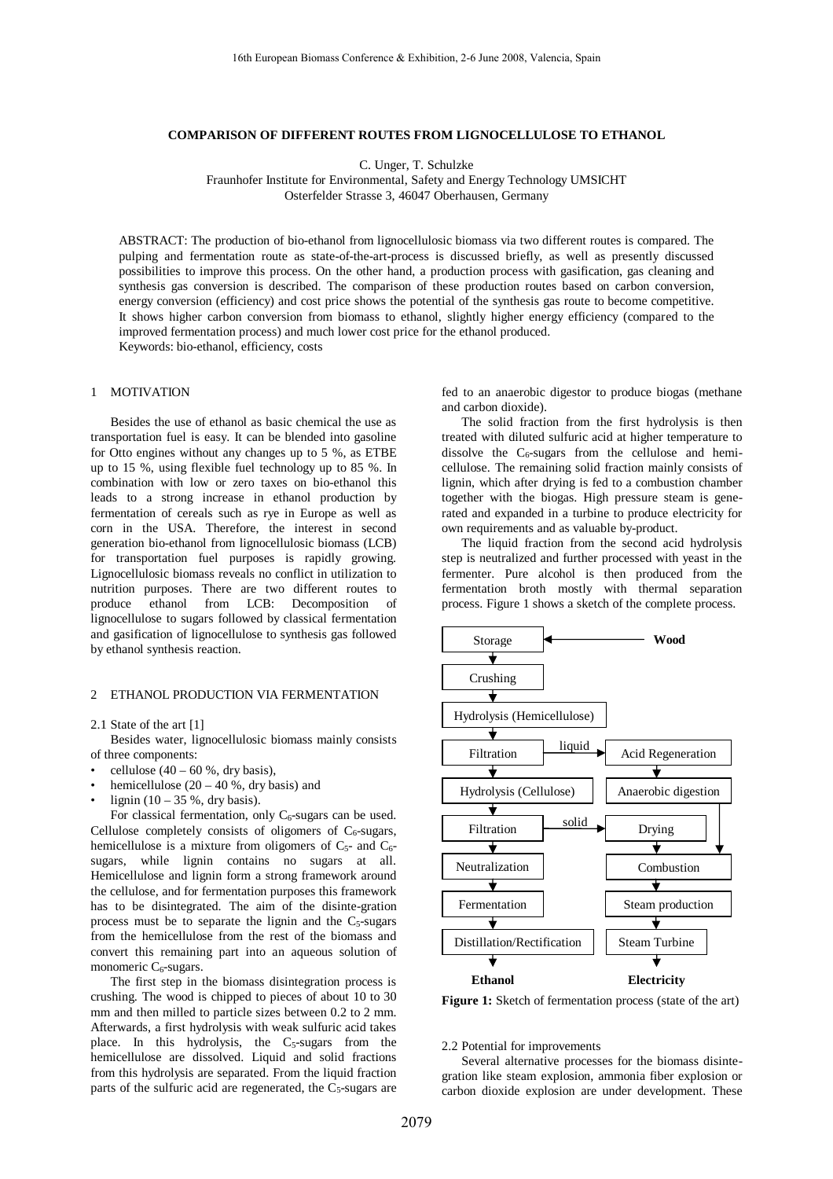# COMPARISON OF DIFFERENT ROUTES FROM LIGNOCELLULOSE TO ETHANOL

C. Unger, T. Schulzke

Fraunhofer Institute for Environmental, Safety and Energy Technology UMSICHT

Osterfelder Strasse 3, 46047 Oberhausen, Germany

ABSTRACT: The production of bio-ethanol from lignocellulosic biomass via two different routes is compared. The pulping and fermentation route as state-of-the-art-process is discussed briefly, as well as presently discussed possibilities to improve this process. On the other hand, a production process with gasification, gas cleaning and synthesis gas conversion is described. The comparison of these production routes based on carbon conversion, energy conversion (efficiency) and cost price shows the potential of the synthesis gas route to become competitive. It shows higher carbon conversion from biomass to ethanol, slightly higher energy efficiency (compared to the improved fermentation process) and much lower cost price for the ethanol produced.

Keywords: bio-ethanol, efficiency, costs

## 1 MOTIVATION

Besides the use of ethanol as basic chemical the use as transportation fuel is easy. It can be blended into gasoline for Otto engines without any changes up to 5 %, as ETBE up to 15 %, using flexible fuel technology up to 85 %. In combination with low or zero taxes on bio-ethanol this leads to a strong increase in ethanol production by fermentation of cereals such as rye in Europe as well as corn in the USA. Therefore, the interest in second generation bio-ethanol from lignocellulosic biomass (LCB) for transportation fuel purposes is rapidly growing. Lignocellulosic biomass reveals no conflict in utilization to nutrition purposes. There are two different routes to produce ethanol from LCB: Decomposition of lignocellulose to sugars followed by classical fermentation and gasification of lignocellulose to synthesis gas followed by ethanol synthesis reaction.

## 2 ETHANOL PRODUCTION VIA FERMENTATION

### 2.1 State of the art [1]

Besides water, lignocellulosic biomass mainly consists of three components:

- cellulose (40 – 60 %, dry basis),
- hemicellulose (20 – 40 %, dry basis) and
- lignin (10 – 35 %, dry basis).

For classical fermentation, only $C_6$-sugars can be used. Cellulose completely consists of oligomers of $C_6$-sugars, hemicellulose is a mixture from oligomers of $C_5$- and $C_6$-sugars, while lignin contains no sugars at all. Hemicellulose and lignin form a strong framework around the cellulose, and for fermentation purposes this framework has to be disintegrated. The aim of the disintegration process must be to separate the lignin and the $C_5$-sugars from the hemicellulose from the rest of the biomass and convert this remaining part into an aqueous solution of monomeric $C_6$-sugars.

The first step in the biomass disintegration process is crushing. The wood is chipped to pieces of about 10 to 30 mm and then milled to particle sizes between 0.2 to 2 mm. Afterwards, a first hydrolysis with weak sulfuric acid takes place. In this hydrolysis, the $C_5$-sugars from the hemicellulose are dissolved. Liquid and solid fractions from this hydrolysis are separated. From the liquid fraction parts of the sulfuric acid are regenerated, the $C_5$-sugars are fed to an anaerobic digestor to produce biogas (methane and carbon dioxide).

The solid fraction from the first hydrolysis is then treated with diluted sulfuric acid at higher temperature to dissolve the $C_6$-sugars from the cellulose and hemicellulose. The remaining solid fraction mainly consists of lignin, which after drying is fed to a combustion chamber together with the biogas. High pressure steam is generated and expanded in a turbine to produce electricity for own requirements and as valuable by-product.

The liquid fraction from the second acid hydrolysis step is neutralized and further processed with yeast in the fermenter. Pure alcohol is then produced from the fermentation broth mostly with thermal separation process. Figure 1 shows a sketch of the complete process.

```
Storage  <------------------ Wood
   |
Crushing
   |
Hydrolysis (Hemicellulose)
   |
Filtration ---liquid---> Acid Regeneration
   |                          |
Hydrolysis (Cellulose)    Anaerobic digestion
   |                          |
Filtration ---solid----> Drying    |
   |                          |    |
Neutralization            Combustion
   |                          |
Fermentation              Steam production
   |                          |
Distillation/Rectification  Steam Turbine
   |                          |
Ethanol                   Electricity
```

**Figure 1:** Sketch of fermentation process (state of the art)

### 2.2 Potential for improvements

Several alternative processes for the biomass disintegration like steam explosion, ammonia fiber explosion or carbon dioxide explosion are under development. These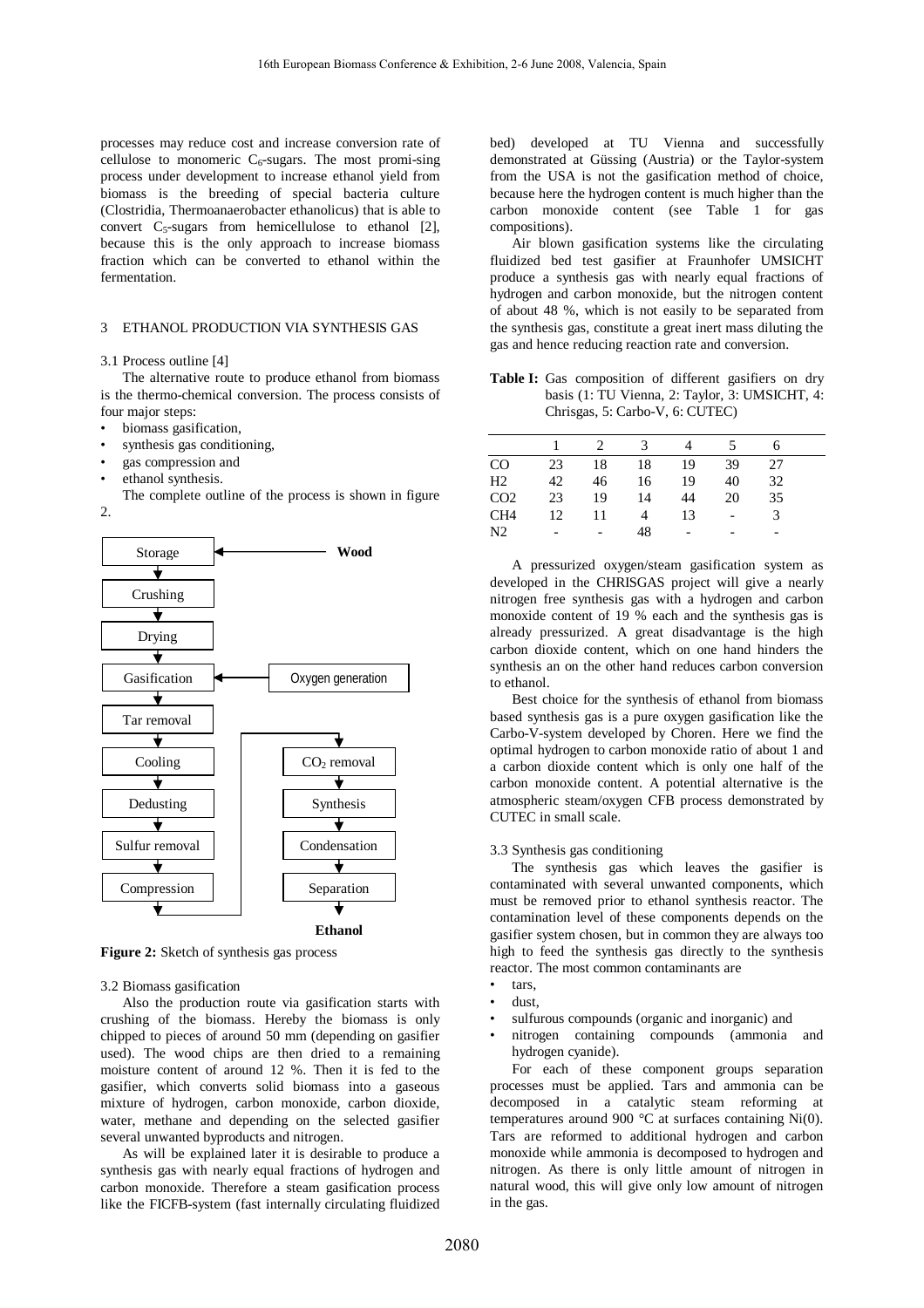processes may reduce cost and increase conversion rate of cellulose to monomeric $C_6$-sugars. The most promi-sing process under development to increase ethanol yield from biomass is the breeding of special bacteria culture (Clostridia, Thermoanaerobacter ethanolicus) that is able to convert $C_5$-sugars from hemicellulose to ethanol [2], because this is the only approach to increase biomass fraction which can be converted to ethanol within the fermentation.

## 3 ETHANOL PRODUCTION VIA SYNTHESIS GAS

### 3.1 Process outline [4]

The alternative route to produce ethanol from biomass is the thermo-chemical conversion. The process consists of four major steps:

- biomass gasification,
- synthesis gas conditioning,
- gas compression and
- ethanol synthesis.

The complete outline of the process is shown in figure 2.

Storage ← Wood → Crushing → Drying → Gasification (← Oxygen generation) → Tar removal → Cooling → Dedusting → Sulfur removal → Compression → $CO_2$ removal → Synthesis → Condensation → Separation → Ethanol

**Figure 2:** Sketch of synthesis gas process

### 3.2 Biomass gasification

Also the production route via gasification starts with crushing of the biomass. Hereby the biomass is only chipped to pieces of around 50 mm (depending on gasifier used). The wood chips are then dried to a remaining moisture content of around 12 %. Then it is fed to the gasifier, which converts solid biomass into a gaseous mixture of hydrogen, carbon monoxide, carbon dioxide, water, methane and depending on the selected gasifier several unwanted byproducts and nitrogen.

As will be explained later it is desirable to produce a synthesis gas with nearly equal fractions of hydrogen and carbon monoxide. Therefore a steam gasification process like the FICFB-system (fast internally circulating fluidized bed) developed at TU Vienna and successfully demonstrated at Güssing (Austria) or the Taylor-system from the USA is not the gasification method of choice, because here the hydrogen content is much higher than the carbon monoxide content (see Table 1 for gas compositions).

Air blown gasification systems like the circulating fluidized bed test gasifier at Fraunhofer UMSICHT produce a synthesis gas with nearly equal fractions of hydrogen and carbon monoxide, but the nitrogen content of about 48 %, which is not easily to be separated from the synthesis gas, constitute a great inert mass diluting the gas and hence reducing reaction rate and conversion.

**Table I:** Gas composition of different gasifiers on dry basis (1: TU Vienna, 2: Taylor, 3: UMSICHT, 4: Chrisgas, 5: Carbo-V, 6: CUTEC)

| | 1 | 2 | 3 | 4 | 5 | 6 |
|---|---|---|---|---|---|---|
| CO | 23 | 18 | 18 | 19 | 39 | 27 |
| H2 | 42 | 46 | 16 | 19 | 40 | 32 |
| CO2 | 23 | 19 | 14 | 44 | 20 | 35 |
| CH4 | 12 | 11 | 4 | 13 | - | 3 |
| N2 | - | - | 48 | - | - | - |

A pressurized oxygen/steam gasification system as developed in the CHRISGAS project will give a nearly nitrogen free synthesis gas with a hydrogen and carbon monoxide content of 19 % each and the synthesis gas is already pressurized. A great disadvantage is the high carbon dioxide content, which on one hand hinders the synthesis an on the other hand reduces carbon conversion to ethanol.

Best choice for the synthesis of ethanol from biomass based synthesis gas is a pure oxygen gasification like the Carbo-V-system developed by Choren. Here we find the optimal hydrogen to carbon monoxide ratio of about 1 and a carbon dioxide content which is only one half of the carbon monoxide content. A potential alternative is the atmospheric steam/oxygen CFB process demonstrated by CUTEC in small scale.

### 3.3 Synthesis gas conditioning

The synthesis gas which leaves the gasifier is contaminated with several unwanted components, which must be removed prior to ethanol synthesis reactor. The contamination level of these components depends on the gasifier system chosen, but in common they are always too high to feed the synthesis gas directly to the synthesis reactor. The most common contaminants are

- tars,
- dust,
- sulfurous compounds (organic and inorganic) and
- nitrogen containing compounds (ammonia and hydrogen cyanide).

For each of these component groups separation processes must be applied. Tars and ammonia can be decomposed in a catalytic steam reforming at temperatures around 900 °C at surfaces containing Ni(0). Tars are reformed to additional hydrogen and carbon monoxide while ammonia is decomposed to hydrogen and nitrogen. As there is only little amount of nitrogen in natural wood, this will give only low amount of nitrogen in the gas.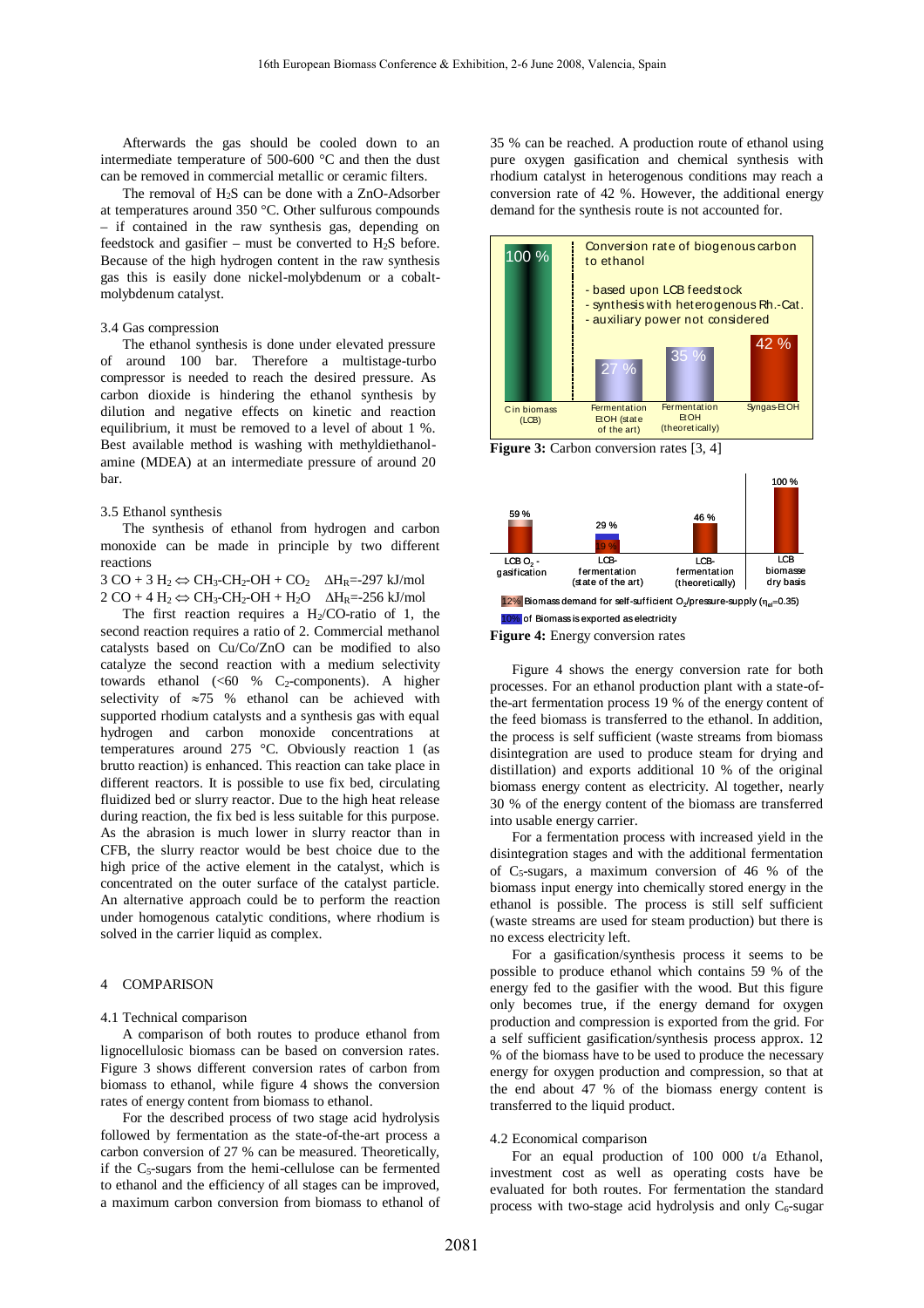Afterwards the gas should be cooled down to an intermediate temperature of 500-600 °C and then the dust can be removed in commercial metallic or ceramic filters.

The removal of $H_2S$ can be done with a ZnO-Adsorber at temperatures around 350 °C. Other sulfurous compounds – if contained in the raw synthesis gas, depending on feedstock and gasifier – must be converted to $H_2S$ before. Because of the high hydrogen content in the raw synthesis gas this is easily done nickel-molybdenum or a cobalt-molybdenum catalyst.

### 3.4 Gas compression

The ethanol synthesis is done under elevated pressure of around 100 bar. Therefore a multistage-turbo compressor is needed to reach the desired pressure. As carbon dioxide is hindering the ethanol synthesis by dilution and negative effects on kinetic and reaction equilibrium, it must be removed to a level of about 1 %. Best available method is washing with methyldiethanol-amine (MDEA) at an intermediate pressure of around 20 bar.

### 3.5 Ethanol synthesis

The synthesis of ethanol from hydrogen and carbon monoxide can be made in principle by two different reactions

$$3\,CO + 3\,H_2 \Leftrightarrow CH_3\text{-}CH_2\text{-}OH + CO_2 \quad \Delta H_R = -297\ \text{kJ/mol}$$

$$2\,CO + 4\,H_2 \Leftrightarrow CH_3\text{-}CH_2\text{-}OH + H_2O \quad \Delta H_R = -256\ \text{kJ/mol}$$

The first reaction requires a $H_2$/CO-ratio of 1, the second reaction requires a ratio of 2. Commercial methanol catalysts based on Cu/Co/ZnO can be modified to also catalyze the second reaction with a medium selectivity towards ethanol (<60 % $C_2$-components). A higher selectivity of ≈75 % ethanol can be achieved with supported rhodium catalysts and a synthesis gas with equal hydrogen and carbon monoxide concentrations at temperatures around 275 °C. Obviously reaction 1 (as brutto reaction) is enhanced. This reaction can take place in different reactors. It is possible to use fix bed, circulating fluidized bed or slurry reactor. Due to the high heat release during reaction, the fix bed is less suitable for this purpose. As the abrasion is much lower in slurry reactor than in CFB, the slurry reactor would be best choice due to the high price of the active element in the catalyst, which is concentrated on the outer surface of the catalyst particle. An alternative approach could be to perform the reaction under homogenous catalytic conditions, where rhodium is solved in the carrier liquid as complex.

## 4 COMPARISON

### 4.1 Technical comparison

A comparison of both routes to produce ethanol from lignocellulosic biomass can be based on conversion rates. Figure 3 shows different conversion rates of carbon from biomass to ethanol, while figure 4 shows the conversion rates of energy content from biomass to ethanol.

For the described process of two stage acid hydrolysis followed by fermentation as the state-of-the-art process a carbon conversion of 27 % can be measured. Theoretically, if the $C_5$-sugars from the hemi-cellulose can be fermented to ethanol and the efficiency of all stages can be improved, a maximum carbon conversion from biomass to ethanol of 35 % can be reached. A production route of ethanol using pure oxygen gasification and chemical synthesis with rhodium catalyst in heterogenous conditions may reach a conversion rate of 42 %. However, the additional energy demand for the synthesis route is not accounted for.

**Figure 3:** Carbon conversion rates [3, 4]

**Figure 4:** Energy conversion rates

Figure 4 shows the energy conversion rate for both processes. For an ethanol production plant with a state-of-the-art fermentation process 19 % of the energy content of the feed biomass is transferred to the ethanol. In addition, the process is self sufficient (waste streams from biomass disintegration are used to produce steam for drying and distillation) and exports additional 10 % of the original biomass energy content as electricity. Al together, nearly 30 % of the energy content of the biomass are transferred into usable energy carrier.

For a fermentation process with increased yield in the disintegration stages and with the additional fermentation of $C_5$-sugars, a maximum conversion of 46 % of the biomass input energy into chemically stored energy in the ethanol is possible. The process is still self sufficient (waste streams are used for steam production) but there is no excess electricity left.

For a gasification/synthesis process it seems to be possible to produce ethanol which contains 59 % of the energy fed to the gasifier with the wood. But this figure only becomes true, if the energy demand for oxygen production and compression is exported from the grid. For a self sufficient gasification/synthesis process approx. 12 % of the biomass have to be used to produce the necessary energy for oxygen production and compression, so that at the end about 47 % of the biomass energy content is transferred to the liquid product.

### 4.2 Economical comparison

For an equal production of 100 000 t/a Ethanol, investment cost as well as operating costs have be evaluated for both routes. For fermentation the standard process with two-stage acid hydrolysis and only $C_6$-sugar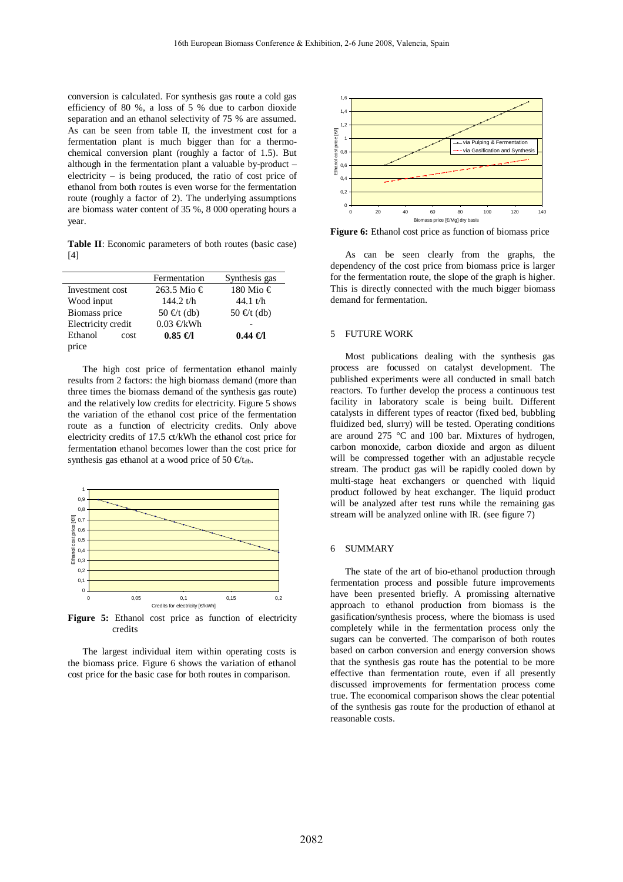conversion is calculated. For synthesis gas route a cold gas efficiency of 80 %, a loss of 5 % due to carbon dioxide separation and an ethanol selectivity of 75 % are assumed. As can be seen from table II, the investment cost for a fermentation plant is much bigger than for a thermo-chemical conversion plant (roughly a factor of 1.5). But although in the fermentation plant a valuable by-product – electricity – is being produced, the ratio of cost price of ethanol from both routes is even worse for the fermentation route (roughly a factor of 2). The underlying assumptions are biomass water content of 35 %, 8 000 operating hours a year.

**Table II**: Economic parameters of both routes (basic case) [4]

| | Fermentation | Synthesis gas |
|---|---|---|
| Investment cost | 263.5 Mio € | 180 Mio € |
| Wood input | 144.2 t/h | 44.1 t/h |
| Biomass price | 50 €/t (db) | 50 €/t (db) |
| Electricity credit | 0.03 €/kWh | - |
| Ethanol cost price | **0.85 €/l** | **0.44 €/l** |

The high cost price of fermentation ethanol mainly results from 2 factors: the high biomass demand (more than three times the biomass demand of the synthesis gas route) and the relatively low credits for electricity. Figure 5 shows the variation of the ethanol cost price of the fermentation route as a function of electricity credits. Only above electricity credits of 17.5 ct/kWh the ethanol cost price for fermentation ethanol becomes lower than the cost price for synthesis gas ethanol at a wood price of 50 €/$t_{db}$.

**Figure 5:** Ethanol cost price as function of electricity credits

The largest individual item within operating costs is the biomass price. Figure 6 shows the variation of ethanol cost price for the basic case for both routes in comparison.

**Figure 6:** Ethanol cost price as function of biomass price

As can be seen clearly from the graphs, the dependency of the cost price from biomass price is larger for the fermentation route, the slope of the graph is higher. This is directly connected with the much bigger biomass demand for fermentation.

## 5 FUTURE WORK

Most publications dealing with the synthesis gas process are focussed on catalyst development. The published experiments were all conducted in small batch reactors. To further develop the process a continuous test facility in laboratory scale is being built. Different catalysts in different types of reactor (fixed bed, bubbling fluidized bed, slurry) will be tested. Operating conditions are around 275 °C and 100 bar. Mixtures of hydrogen, carbon monoxide, carbon dioxide and argon as diluent will be compressed together with an adjustable recycle stream. The product gas will be rapidly cooled down by multi-stage heat exchangers or quenched with liquid product followed by heat exchanger. The liquid product will be analyzed after test runs while the remaining gas stream will be analyzed online with IR. (see figure 7)

## 6 SUMMARY

The state of the art of bio-ethanol production through fermentation process and possible future improvements have been presented briefly. A promissing alternative approach to ethanol production from biomass is the gasification/synthesis process, where the biomass is used completely while in the fermentation process only the sugars can be converted. The comparison of both routes based on carbon conversion and energy conversion shows that the synthesis gas route has the potential to be more effective than fermentation route, even if all presently discussed improvements for fermentation process come true. The economical comparison shows the clear potential of the synthesis gas route for the production of ethanol at reasonable costs.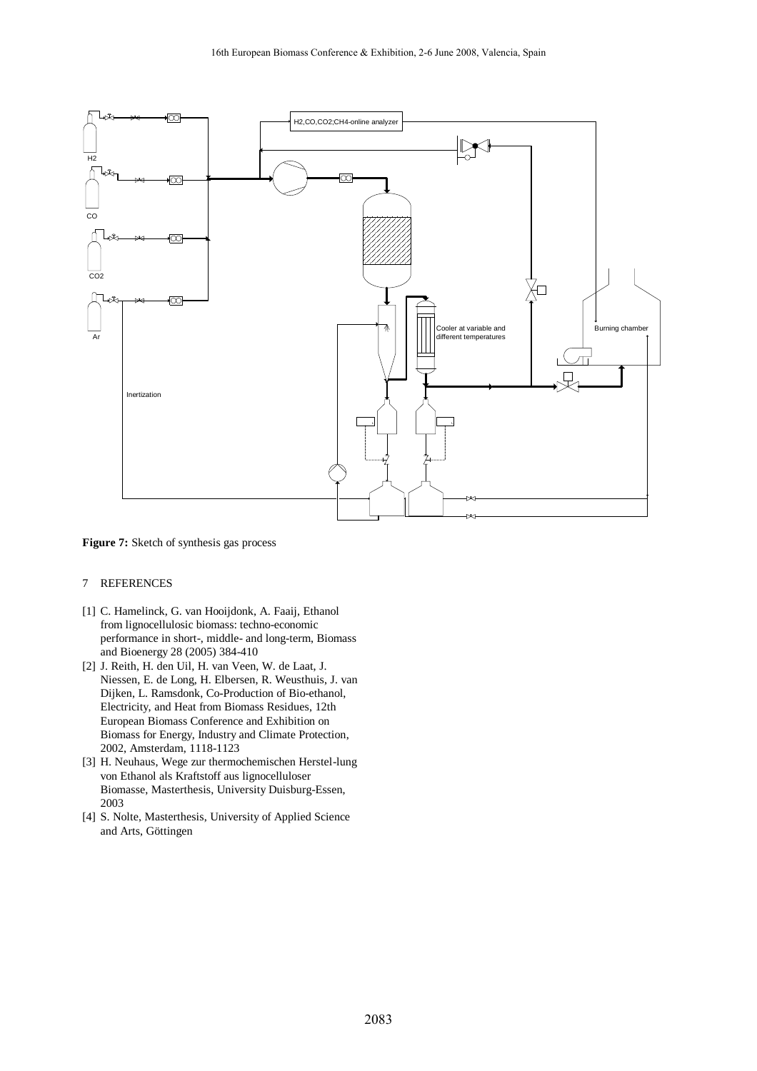H2

CO

CO2

Ar

H2,CO,CO2;CH4-online analyzer

Cooler at variable and different temperatures

Burning chamber

Inertization

**Figure 7:** Sketch of synthesis gas process

## 7 REFERENCES

[1] C. Hamelinck, G. van Hooijdonk, A. Faaij, Ethanol from lignocellulosic biomass: techno-economic performance in short-, middle- and long-term, Biomass and Bioenergy 28 (2005) 384-410

[2] J. Reith, H. den Uil, H. van Veen, W. de Laat, J. Niessen, E. de Long, H. Elbersen, R. Weusthuis, J. van Dijken, L. Ramsdonk, Co-Production of Bio-ethanol, Electricity, and Heat from Biomass Residues, 12th European Biomass Conference and Exhibition on Biomass for Energy, Industry and Climate Protection, 2002, Amsterdam, 1118-1123

[3] H. Neuhaus, Wege zur thermochemischen Herstel-lung von Ethanol als Kraftstoff aus lignocelluloser Biomasse, Masterthesis, University Duisburg-Essen, 2003

[4] S. Nolte, Masterthesis, University of Applied Science and Arts, Göttingen